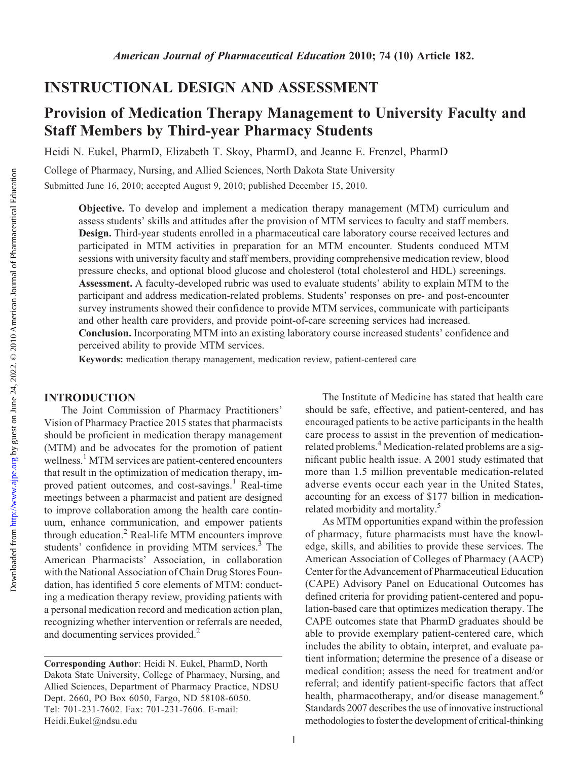## INSTRUCTIONAL DESIGN AND ASSESSMENT

# Provision of Medication Therapy Management to University Faculty and Staff Members by Third-year Pharmacy Students

Heidi N. Eukel, PharmD, Elizabeth T. Skoy, PharmD, and Jeanne E. Frenzel, PharmD

College of Pharmacy, Nursing, and Allied Sciences, North Dakota State University

Submitted June 16, 2010; accepted August 9, 2010; published December 15, 2010.

**Objective.** To develop and implement a medication therapy management (MTM) curriculum and assess students' skills and attitudes after the provision of MTM services to faculty and staff members.
**Design.** Third-year students enrolled in a pharmaceutical care laboratory course received lectures and participated in MTM activities in preparation for an MTM encounter. Students conduced MTM sessions with university faculty and staff members, providing comprehensive medication review, blood pressure checks, and optional blood glucose and cholesterol (total cholesterol and HDL) screenings.
**Assessment.** A faculty-developed rubric was used to evaluate students' ability to explain MTM to the participant and address medication-related problems. Students' responses on pre- and post-encounter survey instruments showed their confidence to provide MTM services, communicate with participants and other health care providers, and provide point-of-care screening services had increased.
**Conclusion.** Incorporating MTM into an existing laboratory course increased students' confidence and perceived ability to provide MTM services.

**Keywords:** medication therapy management, medication review, patient-centered care

## INTRODUCTION

The Joint Commission of Pharmacy Practitioners' Vision of Pharmacy Practice 2015 states that pharmacists should be proficient in medication therapy management (MTM) and be advocates for the promotion of patient wellness.[1] MTM services are patient-centered encounters that result in the optimization of medication therapy, improved patient outcomes, and cost-savings.[1] Real-time meetings between a pharmacist and patient are designed to improve collaboration among the health care continuum, enhance communication, and empower patients through education.[2] Real-life MTM encounters improve students' confidence in providing MTM services.[3] The American Pharmacists' Association, in collaboration with the National Association of Chain Drug Stores Foundation, has identified 5 core elements of MTM: conducting a medication therapy review, providing patients with a personal medication record and medication action plan, recognizing whether intervention or referrals are needed, and documenting services provided.[2]

The Institute of Medicine has stated that health care should be safe, effective, and patient-centered, and has encouraged patients to be active participants in the health care process to assist in the prevention of medication-related problems.[4] Medication-related problems are a significant public health issue. A 2001 study estimated that more than 1.5 million preventable medication-related adverse events occur each year in the United States, accounting for an excess of $177 billion in medication-related morbidity and mortality.[5]

As MTM opportunities expand within the profession of pharmacy, future pharmacists must have the knowledge, skills, and abilities to provide these services. The American Association of Colleges of Pharmacy (AACP) Center for the Advancement of Pharmaceutical Education (CAPE) Advisory Panel on Educational Outcomes has defined criteria for providing patient-centered and population-based care that optimizes medication therapy. The CAPE outcomes state that PharmD graduates should be able to provide exemplary patient-centered care, which includes the ability to obtain, interpret, and evaluate patient information; determine the presence of a disease or medical condition; assess the need for treatment and/or referral; and identify patient-specific factors that affect health, pharmacotherapy, and/or disease management.[6] Standards 2007 describes the use of innovative instructional methodologies to foster the development of critical-thinking

---

**Corresponding Author**: Heidi N. Eukel, PharmD, North Dakota State University, College of Pharmacy, Nursing, and Allied Sciences, Department of Pharmacy Practice, NDSU Dept. 2660, PO Box 6050, Fargo, ND 58108-6050. Tel: 701-231-7602. Fax: 701-231-7606. E-mail: Heidi.Eukel@ndsu.edu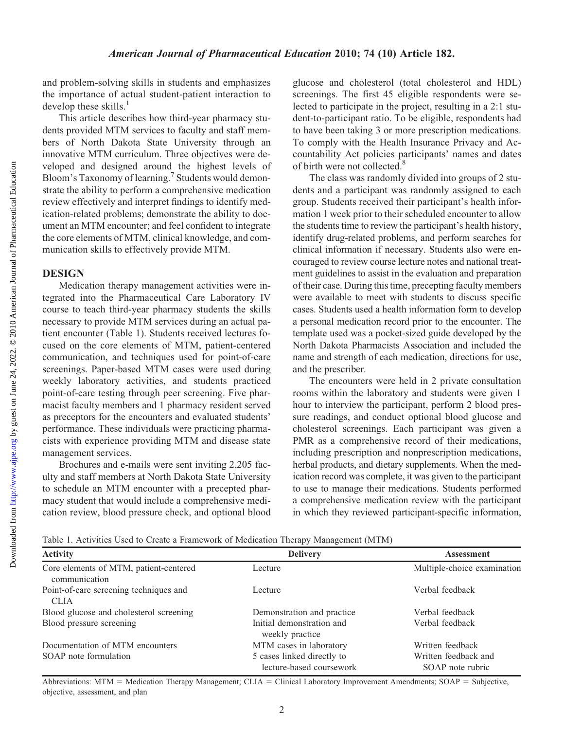and problem-solving skills in students and emphasizes the importance of actual student-patient interaction to develop these skills.[1]

This article describes how third-year pharmacy students provided MTM services to faculty and staff members of North Dakota State University through an innovative MTM curriculum. Three objectives were developed and designed around the highest levels of Bloom's Taxonomy of learning.[7] Students would demonstrate the ability to perform a comprehensive medication review effectively and interpret findings to identify medication-related problems; demonstrate the ability to document an MTM encounter; and feel confident to integrate the core elements of MTM, clinical knowledge, and communication skills to effectively provide MTM.

## DESIGN

Medication therapy management activities were integrated into the Pharmaceutical Care Laboratory IV course to teach third-year pharmacy students the skills necessary to provide MTM services during an actual patient encounter (Table 1). Students received lectures focused on the core elements of MTM, patient-centered communication, and techniques used for point-of-care screenings. Paper-based MTM cases were used during weekly laboratory activities, and students practiced point-of-care testing through peer screening. Five pharmacist faculty members and 1 pharmacy resident served as preceptors for the encounters and evaluated students' performance. These individuals were practicing pharmacists with experience providing MTM and disease state management services.

Brochures and e-mails were sent inviting 2,205 faculty and staff members at North Dakota State University to schedule an MTM encounter with a precepted pharmacy student that would include a comprehensive medication review, blood pressure check, and optional blood glucose and cholesterol (total cholesterol and HDL) screenings. The first 45 eligible respondents were selected to participate in the project, resulting in a 2:1 student-to-participant ratio. To be eligible, respondents had to have been taking 3 or more prescription medications. To comply with the Health Insurance Privacy and Accountability Act policies participants' names and dates of birth were not collected.[8]

The class was randomly divided into groups of 2 students and a participant was randomly assigned to each group. Students received their participant's health information 1 week prior to their scheduled encounter to allow the students time to review the participant's health history, identify drug-related problems, and perform searches for clinical information if necessary. Students also were encouraged to review course lecture notes and national treatment guidelines to assist in the evaluation and preparation of their case. During this time, precepting faculty members were available to meet with students to discuss specific cases. Students used a health information form to develop a personal medication record prior to the encounter. The template used was a pocket-sized guide developed by the North Dakota Pharmacists Association and included the name and strength of each medication, directions for use, and the prescriber.

The encounters were held in 2 private consultation rooms within the laboratory and students were given 1 hour to interview the participant, perform 2 blood pressure readings, and conduct optional blood glucose and cholesterol screenings. Each participant was given a PMR as a comprehensive record of their medications, including prescription and nonprescription medications, herbal products, and dietary supplements. When the medication record was complete, it was given to the participant to use to manage their medications. Students performed a comprehensive medication review with the participant in which they reviewed participant-specific information,

Table 1. Activities Used to Create a Framework of Medication Therapy Management (MTM)

| Activity | Delivery | Assessment |
|---|---|---|
| Core elements of MTM, patient-centered communication | Lecture | Multiple-choice examination |
| Point-of-care screening techniques and CLIA | Lecture | Verbal feedback |
| Blood glucose and cholesterol screening | Demonstration and practice | Verbal feedback |
| Blood pressure screening | Initial demonstration and weekly practice | Verbal feedback |
| Documentation of MTM encounters | MTM cases in laboratory | Written feedback |
| SOAP note formulation | 5 cases linked directly to lecture-based coursework | Written feedback and SOAP note rubric |

Abbreviations: MTM = Medication Therapy Management; CLIA = Clinical Laboratory Improvement Amendments; SOAP = Subjective, objective, assessment, and plan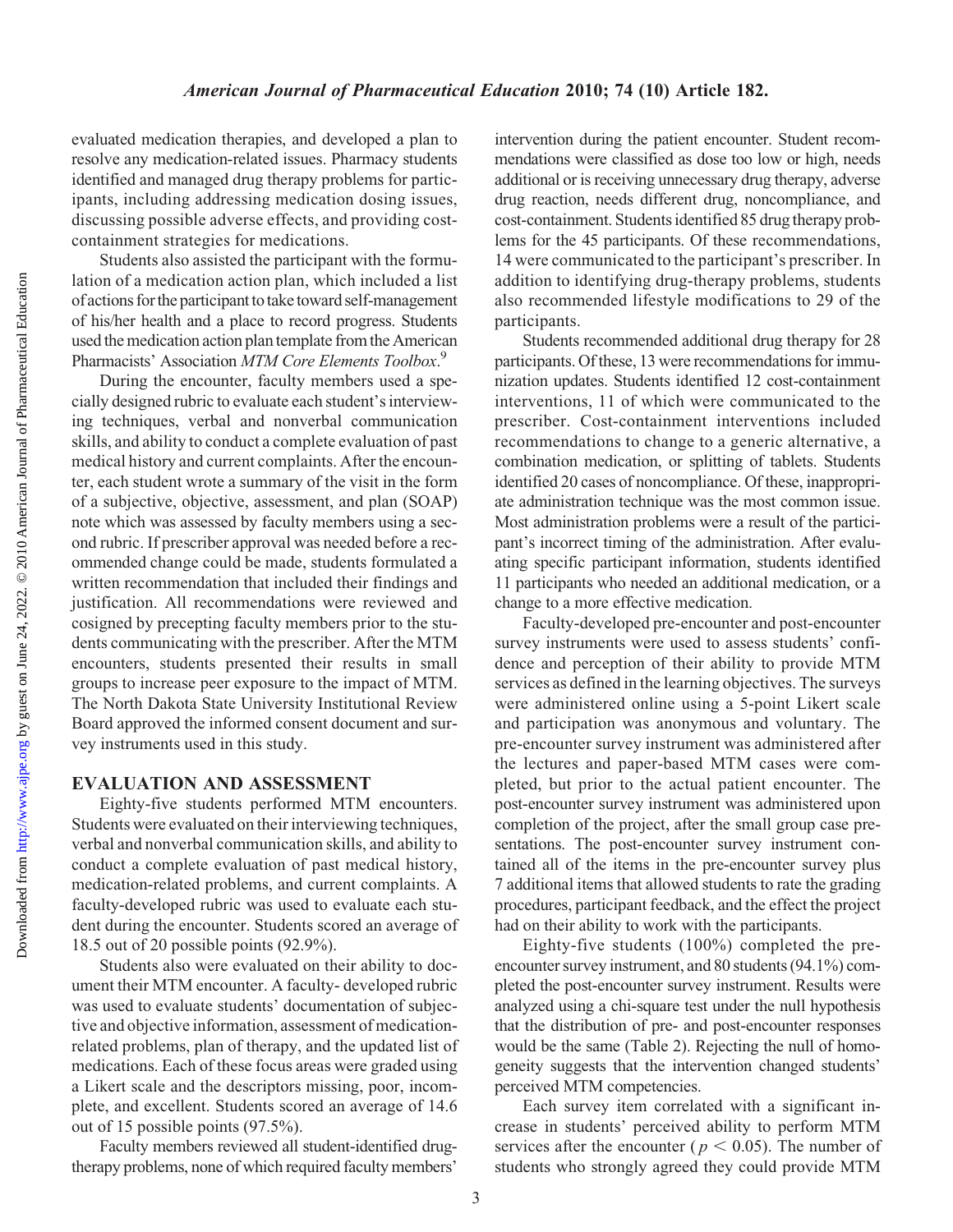evaluated medication therapies, and developed a plan to resolve any medication-related issues. Pharmacy students identified and managed drug therapy problems for participants, including addressing medication dosing issues, discussing possible adverse effects, and providing cost-containment strategies for medications.

Students also assisted the participant with the formulation of a medication action plan, which included a list of actions for the participant to take toward self-management of his/her health and a place to record progress. Students used the medication action plan template from the American Pharmacists' Association *MTM Core Elements Toolbox*.[9]

During the encounter, faculty members used a specially designed rubric to evaluate each student's interviewing techniques, verbal and nonverbal communication skills, and ability to conduct a complete evaluation of past medical history and current complaints. After the encounter, each student wrote a summary of the visit in the form of a subjective, objective, assessment, and plan (SOAP) note which was assessed by faculty members using a second rubric. If prescriber approval was needed before a recommended change could be made, students formulated a written recommendation that included their findings and justification. All recommendations were reviewed and cosigned by precepting faculty members prior to the students communicating with the prescriber. After the MTM encounters, students presented their results in small groups to increase peer exposure to the impact of MTM. The North Dakota State University Institutional Review Board approved the informed consent document and survey instruments used in this study.

## EVALUATION AND ASSESSMENT

Eighty-five students performed MTM encounters. Students were evaluated on their interviewing techniques, verbal and nonverbal communication skills, and ability to conduct a complete evaluation of past medical history, medication-related problems, and current complaints. A faculty-developed rubric was used to evaluate each student during the encounter. Students scored an average of 18.5 out of 20 possible points (92.9%).

Students also were evaluated on their ability to document their MTM encounter. A faculty- developed rubric was used to evaluate students' documentation of subjective and objective information, assessment of medication-related problems, plan of therapy, and the updated list of medications. Each of these focus areas were graded using a Likert scale and the descriptors missing, poor, incomplete, and excellent. Students scored an average of 14.6 out of 15 possible points (97.5%).

Faculty members reviewed all student-identified drug-therapy problems, none of which required faculty members' intervention during the patient encounter. Student recommendations were classified as dose too low or high, needs additional or is receiving unnecessary drug therapy, adverse drug reaction, needs different drug, noncompliance, and cost-containment. Students identified 85 drug therapy problems for the 45 participants. Of these recommendations, 14 were communicated to the participant's prescriber. In addition to identifying drug-therapy problems, students also recommended lifestyle modifications to 29 of the participants.

Students recommended additional drug therapy for 28 participants. Of these, 13 were recommendations for immunization updates. Students identified 12 cost-containment interventions, 11 of which were communicated to the prescriber. Cost-containment interventions included recommendations to change to a generic alternative, a combination medication, or splitting of tablets. Students identified 20 cases of noncompliance. Of these, inappropriate administration technique was the most common issue. Most administration problems were a result of the participant's incorrect timing of the administration. After evaluating specific participant information, students identified 11 participants who needed an additional medication, or a change to a more effective medication.

Faculty-developed pre-encounter and post-encounter survey instruments were used to assess students' confidence and perception of their ability to provide MTM services as defined in the learning objectives. The surveys were administered online using a 5-point Likert scale and participation was anonymous and voluntary. The pre-encounter survey instrument was administered after the lectures and paper-based MTM cases were completed, but prior to the actual patient encounter. The post-encounter survey instrument was administered upon completion of the project, after the small group case presentations. The post-encounter survey instrument contained all of the items in the pre-encounter survey plus 7 additional items that allowed students to rate the grading procedures, participant feedback, and the effect the project had on their ability to work with the participants.

Eighty-five students (100%) completed the pre-encounter survey instrument, and 80 students (94.1%) completed the post-encounter survey instrument. Results were analyzed using a chi-square test under the null hypothesis that the distribution of pre- and post-encounter responses would be the same (Table 2). Rejecting the null of homogeneity suggests that the intervention changed students' perceived MTM competencies.

Each survey item correlated with a significant increase in students' perceived ability to perform MTM services after the encounter ($p < 0.05$). The number of students who strongly agreed they could provide MTM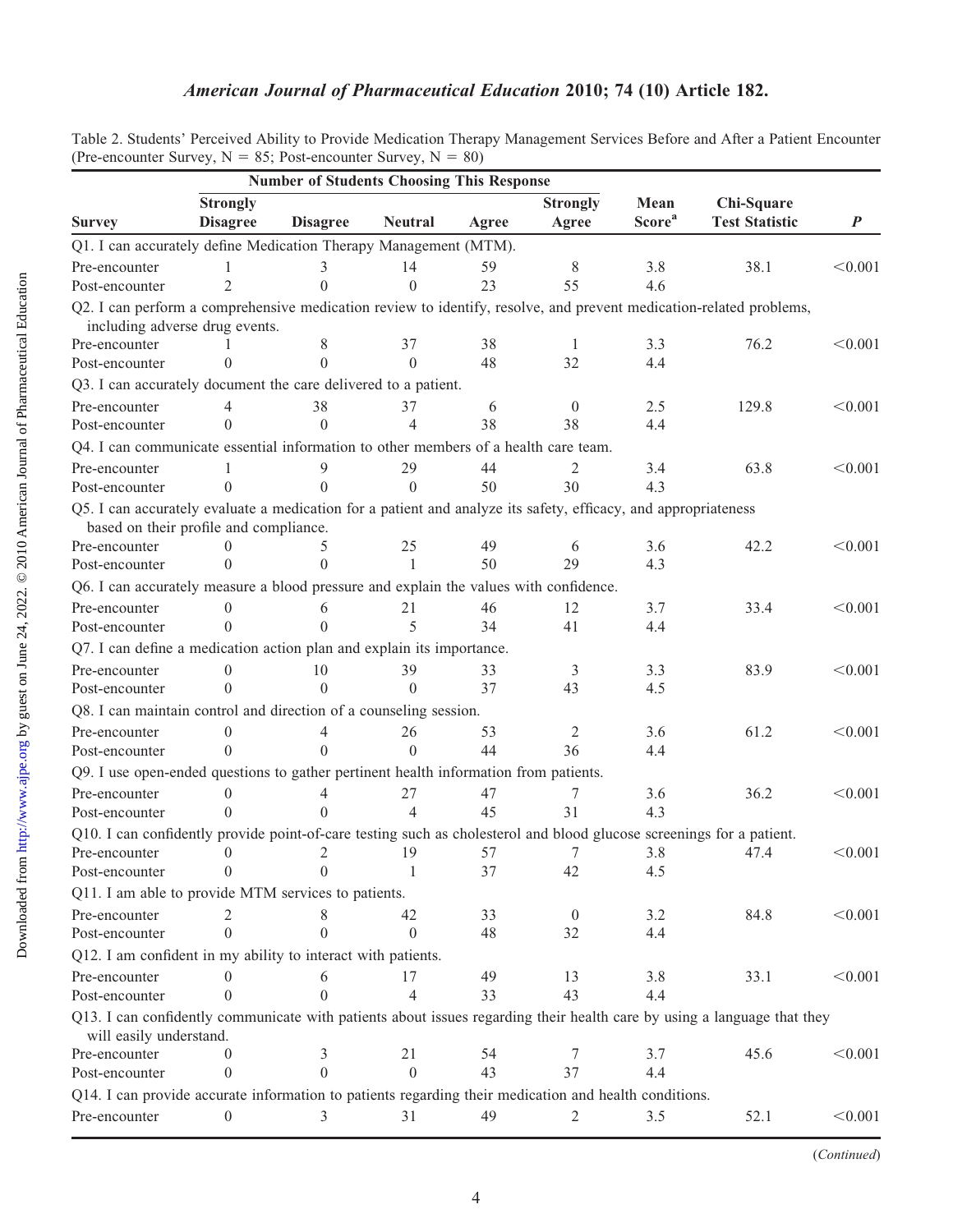Table 2. Students' Perceived Ability to Provide Medication Therapy Management Services Before and After a Patient Encounter (Pre-encounter Survey, N = 85; Post-encounter Survey, N = 80)

| | Number of Students Choosing This Response | | | | | | | |
|---|---|---|---|---|---|---|---|---|
| **Survey** | **Strongly Disagree** | **Disagree** | **Neutral** | **Agree** | **Strongly Agree** | **Mean Score**[a] | **Chi-Square Test Statistic** | ***P*** |
| Q1. I can accurately define Medication Therapy Management (MTM). | | | | | | | | |
| Pre-encounter | 1 | 3 | 14 | 59 | 8 | 3.8 | 38.1 | <0.001 |
| Post-encounter | 2 | 0 | 0 | 23 | 55 | 4.6 | | |
| Q2. I can perform a comprehensive medication review to identify, resolve, and prevent medication-related problems, including adverse drug events. | | | | | | | | |
| Pre-encounter | 1 | 8 | 37 | 38 | 1 | 3.3 | 76.2 | <0.001 |
| Post-encounter | 0 | 0 | 0 | 48 | 32 | 4.4 | | |
| Q3. I can accurately document the care delivered to a patient. | | | | | | | | |
| Pre-encounter | 4 | 38 | 37 | 6 | 0 | 2.5 | 129.8 | <0.001 |
| Post-encounter | 0 | 0 | 4 | 38 | 38 | 4.4 | | |
| Q4. I can communicate essential information to other members of a health care team. | | | | | | | | |
| Pre-encounter | 1 | 9 | 29 | 44 | 2 | 3.4 | 63.8 | <0.001 |
| Post-encounter | 0 | 0 | 0 | 50 | 30 | 4.3 | | |
| Q5. I can accurately evaluate a medication for a patient and analyze its safety, efficacy, and appropriateness based on their profile and compliance. | | | | | | | | |
| Pre-encounter | 0 | 5 | 25 | 49 | 6 | 3.6 | 42.2 | <0.001 |
| Post-encounter | 0 | 0 | 1 | 50 | 29 | 4.3 | | |
| Q6. I can accurately measure a blood pressure and explain the values with confidence. | | | | | | | | |
| Pre-encounter | 0 | 6 | 21 | 46 | 12 | 3.7 | 33.4 | <0.001 |
| Post-encounter | 0 | 0 | 5 | 34 | 41 | 4.4 | | |
| Q7. I can define a medication action plan and explain its importance. | | | | | | | | |
| Pre-encounter | 0 | 10 | 39 | 33 | 3 | 3.3 | 83.9 | <0.001 |
| Post-encounter | 0 | 0 | 0 | 37 | 43 | 4.5 | | |
| Q8. I can maintain control and direction of a counseling session. | | | | | | | | |
| Pre-encounter | 0 | 4 | 26 | 53 | 2 | 3.6 | 61.2 | <0.001 |
| Post-encounter | 0 | 0 | 0 | 44 | 36 | 4.4 | | |
| Q9. I use open-ended questions to gather pertinent health information from patients. | | | | | | | | |
| Pre-encounter | 0 | 4 | 27 | 47 | 7 | 3.6 | 36.2 | <0.001 |
| Post-encounter | 0 | 0 | 4 | 45 | 31 | 4.3 | | |
| Q10. I can confidently provide point-of-care testing such as cholesterol and blood glucose screenings for a patient. | | | | | | | | |
| Pre-encounter | 0 | 2 | 19 | 57 | 7 | 3.8 | 47.4 | <0.001 |
| Post-encounter | 0 | 0 | 1 | 37 | 42 | 4.5 | | |
| Q11. I am able to provide MTM services to patients. | | | | | | | | |
| Pre-encounter | 2 | 8 | 42 | 33 | 0 | 3.2 | 84.8 | <0.001 |
| Post-encounter | 0 | 0 | 0 | 48 | 32 | 4.4 | | |
| Q12. I am confident in my ability to interact with patients. | | | | | | | | |
| Pre-encounter | 0 | 6 | 17 | 49 | 13 | 3.8 | 33.1 | <0.001 |
| Post-encounter | 0 | 0 | 4 | 33 | 43 | 4.4 | | |
| Q13. I can confidently communicate with patients about issues regarding their health care by using a language that they will easily understand. | | | | | | | | |
| Pre-encounter | 0 | 3 | 21 | 54 | 7 | 3.7 | 45.6 | <0.001 |
| Post-encounter | 0 | 0 | 0 | 43 | 37 | 4.4 | | |
| Q14. I can provide accurate information to patients regarding their medication and health conditions. | | | | | | | | |
| Pre-encounter | 0 | 3 | 31 | 49 | 2 | 3.5 | 52.1 | <0.001 |

(*Continued*)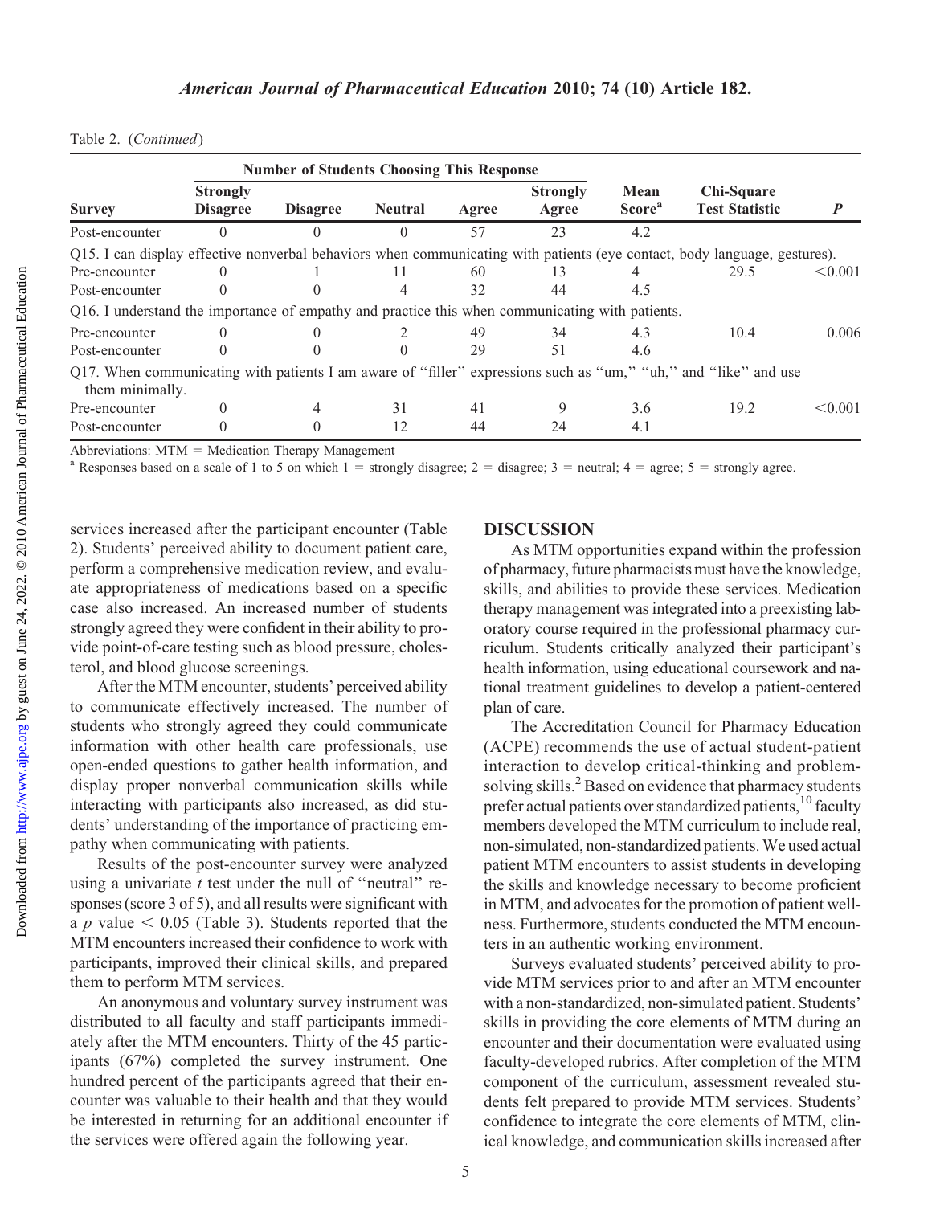Table 2. (*Continued*)

| Survey | Number of Students Choosing This Response | | | | | Mean Score[a] | Chi-Square Test Statistic | P |
|---|---|---|---|---|---|---|---|---|
| | Strongly Disagree | Disagree | Neutral | Agree | Strongly Agree | | | |
| Post-encounter | 0 | 0 | 0 | 57 | 23 | 4.2 | | |
| Q15. I can display effective nonverbal behaviors when communicating with patients (eye contact, body language, gestures). | | | | | | | | |
| Pre-encounter | 0 | 1 | 11 | 60 | 13 | 4 | 29.5 | <0.001 |
| Post-encounter | 0 | 0 | 4 | 32 | 44 | 4.5 | | |
| Q16. I understand the importance of empathy and practice this when communicating with patients. | | | | | | | | |
| Pre-encounter | 0 | 0 | 2 | 49 | 34 | 4.3 | 10.4 | 0.006 |
| Post-encounter | 0 | 0 | 0 | 29 | 51 | 4.6 | | |
| Q17. When communicating with patients I am aware of "filler" expressions such as "um," "uh," and "like" and use them minimally. | | | | | | | | |
| Pre-encounter | 0 | 4 | 31 | 41 | 9 | 3.6 | 19.2 | <0.001 |
| Post-encounter | 0 | 0 | 12 | 44 | 24 | 4.1 | | |

Abbreviations: MTM = Medication Therapy Management

[a] Responses based on a scale of 1 to 5 on which 1 = strongly disagree; 2 = disagree; 3 = neutral; 4 = agree; 5 = strongly agree.

services increased after the participant encounter (Table 2). Students' perceived ability to document patient care, perform a comprehensive medication review, and evaluate appropriateness of medications based on a specific case also increased. An increased number of students strongly agreed they were confident in their ability to provide point-of-care testing such as blood pressure, cholesterol, and blood glucose screenings.

After the MTM encounter, students' perceived ability to communicate effectively increased. The number of students who strongly agreed they could communicate information with other health care professionals, use open-ended questions to gather health information, and display proper nonverbal communication skills while interacting with participants also increased, as did students' understanding of the importance of practicing empathy when communicating with patients.

Results of the post-encounter survey were analyzed using a univariate *t* test under the null of "neutral" responses (score 3 of 5), and all results were significant with a $p$ value $< 0.05$ (Table 3). Students reported that the MTM encounters increased their confidence to work with participants, improved their clinical skills, and prepared them to perform MTM services.

An anonymous and voluntary survey instrument was distributed to all faculty and staff participants immediately after the MTM encounters. Thirty of the 45 participants (67%) completed the survey instrument. One hundred percent of the participants agreed that their encounter was valuable to their health and that they would be interested in returning for an additional encounter if the services were offered again the following year.

## DISCUSSION

As MTM opportunities expand within the profession of pharmacy, future pharmacists must have the knowledge, skills, and abilities to provide these services. Medication therapy management was integrated into a preexisting laboratory course required in the professional pharmacy curriculum. Students critically analyzed their participant's health information, using educational coursework and national treatment guidelines to develop a patient-centered plan of care.

The Accreditation Council for Pharmacy Education (ACPE) recommends the use of actual student-patient interaction to develop critical-thinking and problem-solving skills.[2] Based on evidence that pharmacy students prefer actual patients over standardized patients,[10] faculty members developed the MTM curriculum to include real, non-simulated, non-standardized patients. We used actual patient MTM encounters to assist students in developing the skills and knowledge necessary to become proficient in MTM, and advocates for the promotion of patient wellness. Furthermore, students conducted the MTM encounters in an authentic working environment.

Surveys evaluated students' perceived ability to provide MTM services prior to and after an MTM encounter with a non-standardized, non-simulated patient. Students' skills in providing the core elements of MTM during an encounter and their documentation were evaluated using faculty-developed rubrics. After completion of the MTM component of the curriculum, assessment revealed students felt prepared to provide MTM services. Students' confidence to integrate the core elements of MTM, clinical knowledge, and communication skills increased after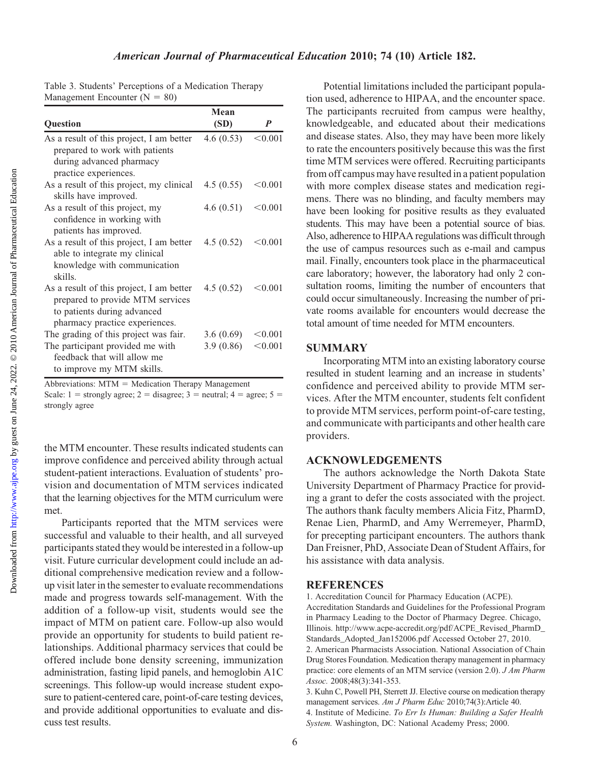Table 3. Students' Perceptions of a Medication Therapy Management Encounter (N = 80)

| Question | Mean (SD) | P |
|---|---|---|
| As a result of this project, I am better prepared to work with patients during advanced pharmacy practice experiences. | 4.6 (0.53) | <0.001 |
| As a result of this project, my clinical skills have improved. | 4.5 (0.55) | <0.001 |
| As a result of this project, my confidence in working with patients has improved. | 4.6 (0.51) | <0.001 |
| As a result of this project, I am better able to integrate my clinical knowledge with communication skills. | 4.5 (0.52) | <0.001 |
| As a result of this project, I am better prepared to provide MTM services to patients during advanced pharmacy practice experiences. | 4.5 (0.52) | <0.001 |
| The grading of this project was fair. | 3.6 (0.69) | <0.001 |
| The participant provided me with feedback that will allow me to improve my MTM skills. | 3.9 (0.86) | <0.001 |

Abbreviations: MTM = Medication Therapy Management
Scale: 1 = strongly agree; 2 = disagree; 3 = neutral; 4 = agree; 5 = strongly agree

the MTM encounter. These results indicated students can improve confidence and perceived ability through actual student-patient interactions. Evaluation of students' provision and documentation of MTM services indicated that the learning objectives for the MTM curriculum were met.

Participants reported that the MTM services were successful and valuable to their health, and all surveyed participants stated they would be interested in a follow-up visit. Future curricular development could include an additional comprehensive medication review and a follow-up visit later in the semester to evaluate recommendations made and progress towards self-management. With the addition of a follow-up visit, students would see the impact of MTM on patient care. Follow-up also would provide an opportunity for students to build patient relationships. Additional pharmacy services that could be offered include bone density screening, immunization administration, fasting lipid panels, and hemoglobin A1C screenings. This follow-up would increase student exposure to patient-centered care, point-of-care testing devices, and provide additional opportunities to evaluate and discuss test results.

Potential limitations included the participant population used, adherence to HIPAA, and the encounter space. The participants recruited from campus were healthy, knowledgeable, and educated about their medications and disease states. Also, they may have been more likely to rate the encounters positively because this was the first time MTM services were offered. Recruiting participants from off campus may have resulted in a patient population with more complex disease states and medication regimens. There was no blinding, and faculty members may have been looking for positive results as they evaluated students. This may have been a potential source of bias. Also, adherence to HIPAA regulations was difficult through the use of campus resources such as e-mail and campus mail. Finally, encounters took place in the pharmaceutical care laboratory; however, the laboratory had only 2 consultation rooms, limiting the number of encounters that could occur simultaneously. Increasing the number of private rooms available for encounters would decrease the total amount of time needed for MTM encounters.

## SUMMARY

Incorporating MTM into an existing laboratory course resulted in student learning and an increase in students' confidence and perceived ability to provide MTM services. After the MTM encounter, students felt confident to provide MTM services, perform point-of-care testing, and communicate with participants and other health care providers.

## ACKNOWLEDGEMENTS

The authors acknowledge the North Dakota State University Department of Pharmacy Practice for providing a grant to defer the costs associated with the project. The authors thank faculty members Alicia Fitz, PharmD, Renae Lien, PharmD, and Amy Werremeyer, PharmD, for precepting participant encounters. The authors thank Dan Freisner, PhD, Associate Dean of Student Affairs, for his assistance with data analysis.

## REFERENCES

1. Accreditation Council for Pharmacy Education (ACPE). Accreditation Standards and Guidelines for the Professional Program in Pharmacy Leading to the Doctor of Pharmacy Degree. Chicago, Illinois. http://www.acpe-accredit.org/pdf/ACPE_Revised_PharmD_Standards_Adopted_Jan152006.pdf Accessed October 27, 2010.
2. American Pharmacists Association. National Association of Chain Drug Stores Foundation. Medication therapy management in pharmacy practice: core elements of an MTM service (version 2.0). *J Am Pharm Assoc.* 2008;48(3):341-353.
3. Kuhn C, Powell PH, Sterrett JJ. Elective course on medication therapy management services. *Am J Pharm Educ* 2010;74(3):Article 40.
4. Institute of Medicine. *To Err Is Human: Building a Safer Health System.* Washington, DC: National Academy Press; 2000.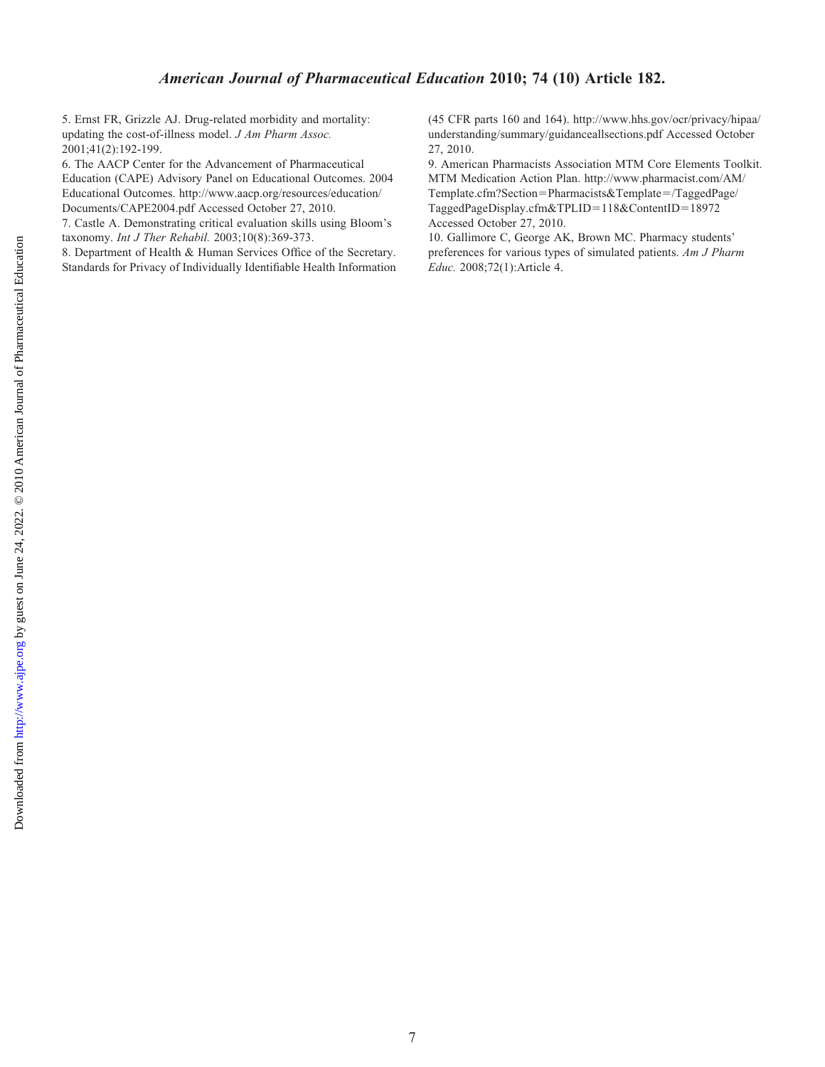5. Ernst FR, Grizzle AJ. Drug-related morbidity and mortality: updating the cost-of-illness model. *J Am Pharm Assoc.* 2001;41(2):192-199.

6. The AACP Center for the Advancement of Pharmaceutical Education (CAPE) Advisory Panel on Educational Outcomes. 2004 Educational Outcomes. http://www.aacp.org/resources/education/Documents/CAPE2004.pdf Accessed October 27, 2010.

7. Castle A. Demonstrating critical evaluation skills using Bloom's taxonomy. *Int J Ther Rehabil.* 2003;10(8):369-373.

8. Department of Health & Human Services Office of the Secretary. Standards for Privacy of Individually Identifiable Health Information (45 CFR parts 160 and 164). http://www.hhs.gov/ocr/privacy/hipaa/understanding/summary/guidanceallsections.pdf Accessed October 27, 2010.

9. American Pharmacists Association MTM Core Elements Toolkit. MTM Medication Action Plan. http://www.pharmacist.com/AM/Template.cfm?Section=Pharmacists&Template=/TaggedPage/TaggedPageDisplay.cfm&TPLID=118&ContentID=18972 Accessed October 27, 2010.

10. Gallimore C, George AK, Brown MC. Pharmacy students' preferences for various types of simulated patients. *Am J Pharm Educ.* 2008;72(1):Article 4.